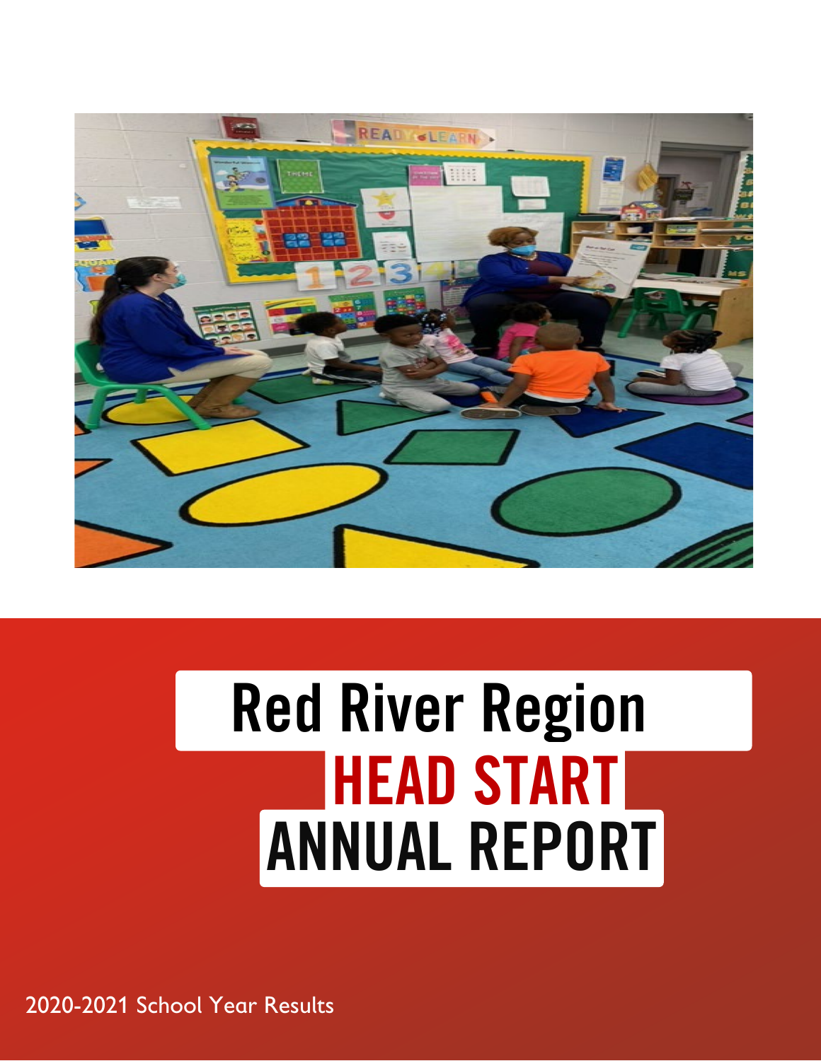# Red River Region

# HEAD START

# ANNUAL REPORT

2020-2021 School Year Results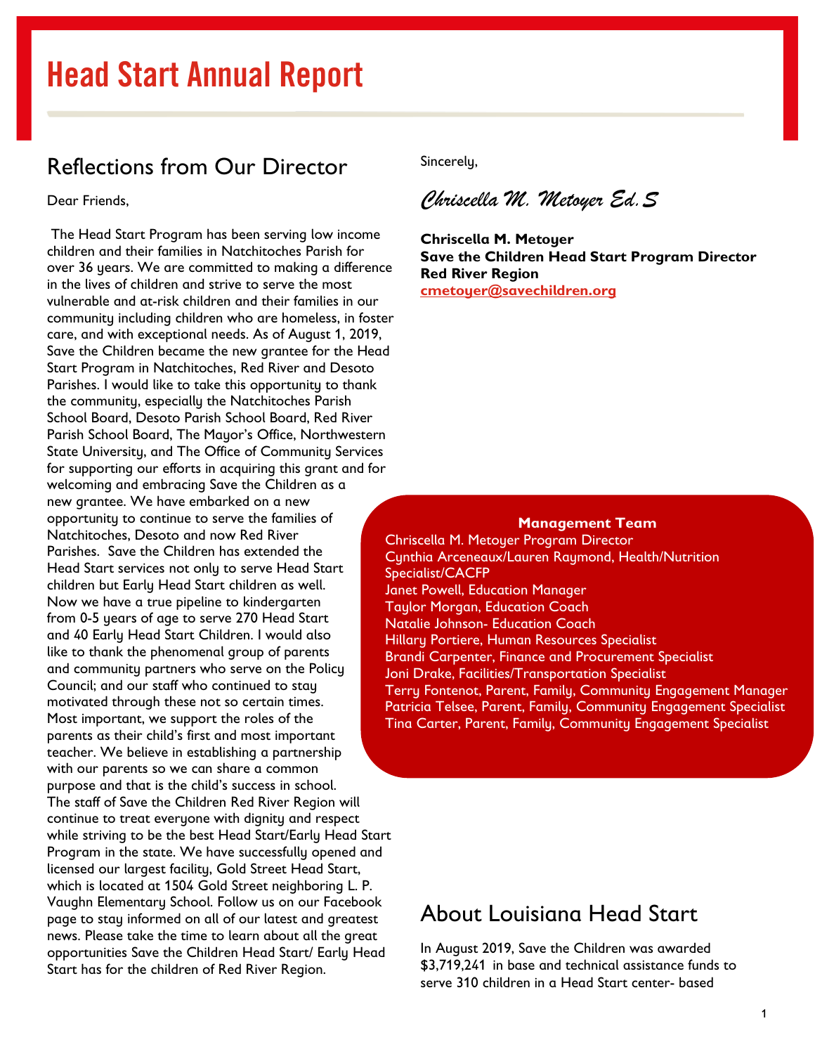# Head Start Annual Report

## Reflections from Our Director

Dear Friends,

The Head Start Program has been serving low income children and their families in Natchitoches Parish for over 36 years. We are committed to making a difference in the lives of children and strive to serve the most vulnerable and at-risk children and their families in our community including children who are homeless, in foster care, and with exceptional needs. As of August 1, 2019, Save the Children became the new grantee for the Head Start Program in Natchitoches, Red River and Desoto Parishes. I would like to take this opportunity to thank the community, especially the Natchitoches Parish School Board, Desoto Parish School Board, Red River Parish School Board, The Mayor's Office, Northwestern State University, and The Office of Community Services for supporting our efforts in acquiring this grant and for welcoming and embracing Save the Children as a new grantee. We have embarked on a new opportunity to continue to serve the families of Natchitoches, Desoto and now Red River Parishes. Save the Children has extended the Head Start services not only to serve Head Start children but Early Head Start children as well. Now we have a true pipeline to kindergarten from 0-5 years of age to serve 270 Head Start and 40 Early Head Start Children. I would also like to thank the phenomenal group of parents and community partners who serve on the Policy Council; and our staff who continued to stay motivated through these not so certain times. Most important, we support the roles of the parents as their child's first and most important teacher. We believe in establishing a partnership with our parents so we can share a common purpose and that is the child's success in school. The staff of Save the Children Red River Region will continue to treat everyone with dignity and respect while striving to be the best Head Start/Early Head Start Program in the state. We have successfully opened and licensed our largest facility, Gold Street Head Start, which is located at 1504 Gold Street neighboring L. P. Vaughn Elementary School. Follow us on our Facebook page to stay informed on all of our latest and greatest news. Please take the time to learn about all the great opportunities Save the Children Head Start/ Early Head Start has for the children of Red River Region.

Sincerely,

*Chriscella M. Metoyer Ed.S*

**Chriscella M. Metoyer**
**Save the Children Head Start Program Director**
**Red River Region**
**cmetoyer@savechildren.org**

**Management Team**

Chriscella M. Metoyer Program Director
Cynthia Arceneaux/Lauren Raymond, Health/Nutrition Specialist/CACFP
Janet Powell, Education Manager
Taylor Morgan, Education Coach
Natalie Johnson- Education Coach
Hillary Portiere, Human Resources Specialist
Brandi Carpenter, Finance and Procurement Specialist
Joni Drake, Facilities/Transportation Specialist
Terry Fontenot, Parent, Family, Community Engagement Manager
Patricia Telsee, Parent, Family, Community Engagement Specialist
Tina Carter, Parent, Family, Community Engagement Specialist

## About Louisiana Head Start

In August 2019, Save the Children was awarded $3,719,241 in base and technical assistance funds to serve 310 children in a Head Start center- based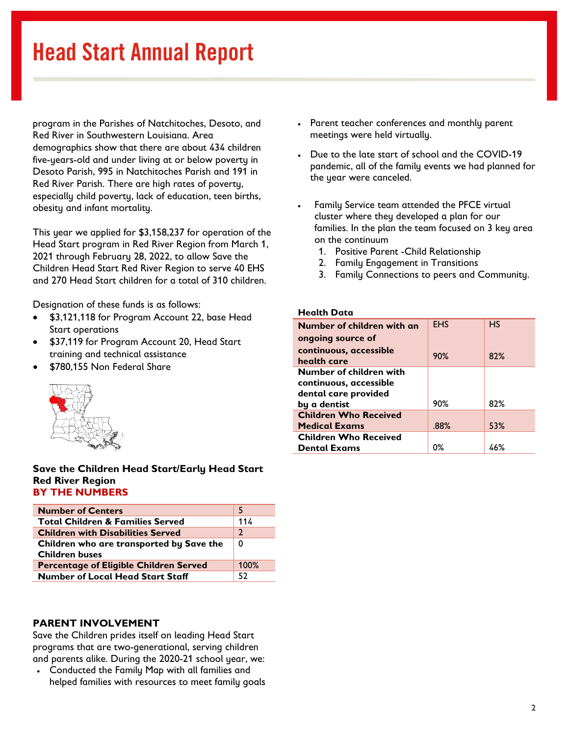# Head Start Annual Report

program in the Parishes of Natchitoches, Desoto, and Red River in Southwestern Louisiana. Area demographics show that there are about 434 children five-years-old and under living at or below poverty in Desoto Parish, 995 in Natchitoches Parish and 191 in Red River Parish. There are high rates of poverty, especially child poverty, lack of education, teen births, obesity and infant mortality.

This year we applied for $3,158,237 for operation of the Head Start program in Red River Region from March 1, 2021 through February 28, 2022, to allow Save the Children Head Start Red River Region to serve 40 EHS and 270 Head Start children for a total of 310 children.

Designation of these funds is as follows:

- $3,121,118 for Program Account 22, base Head Start operations
- $37,119 for Program Account 20, Head Start training and technical assistance
- $780,155 Non Federal Share

**Save the Children Head Start/Early Head Start Red River Region**
**BY THE NUMBERS**

| | |
|---|---|
| **Number of Centers** | 5 |
| **Total Children & Families Served** | 114 |
| **Children with Disabilities Served** | 2 |
| **Children who are transported by Save the Children buses** | 0 |
| **Percentage of Eligible Children Served** | 100% |
| **Number of Local Head Start Staff** | 52 |

## PARENT INVOLVEMENT

Save the Children prides itself on leading Head Start programs that are two-generational, serving children and parents alike. During the 2020-21 school year, we:

- Conducted the Family Map with all families and helped families with resources to meet family goals
- Parent teacher conferences and monthly parent meetings were held virtually.
- Due to the late start of school and the COVID-19 pandemic, all of the family events we had planned for the year were canceled.
- Family Service team attended the PFCE virtual cluster where they developed a plan for our families. In the plan the team focused on 3 key area on the continuum
  1. Positive Parent -Child Relationship
  2. Family Engagement in Transitions
  3. Family Connections to peers and Community.

**Health Data**

| | EHS | HS |
|---|---|---|
| **Number of children with an ongoing source of continuous, accessible health care** | 90% | 82% |
| **Number of children with continuous, accessible dental care provided by a dentist** | 90% | 82% |
| **Children Who Received Medical Exams** | .88% | 53% |
| **Children Who Received Dental Exams** | 0% | 46% |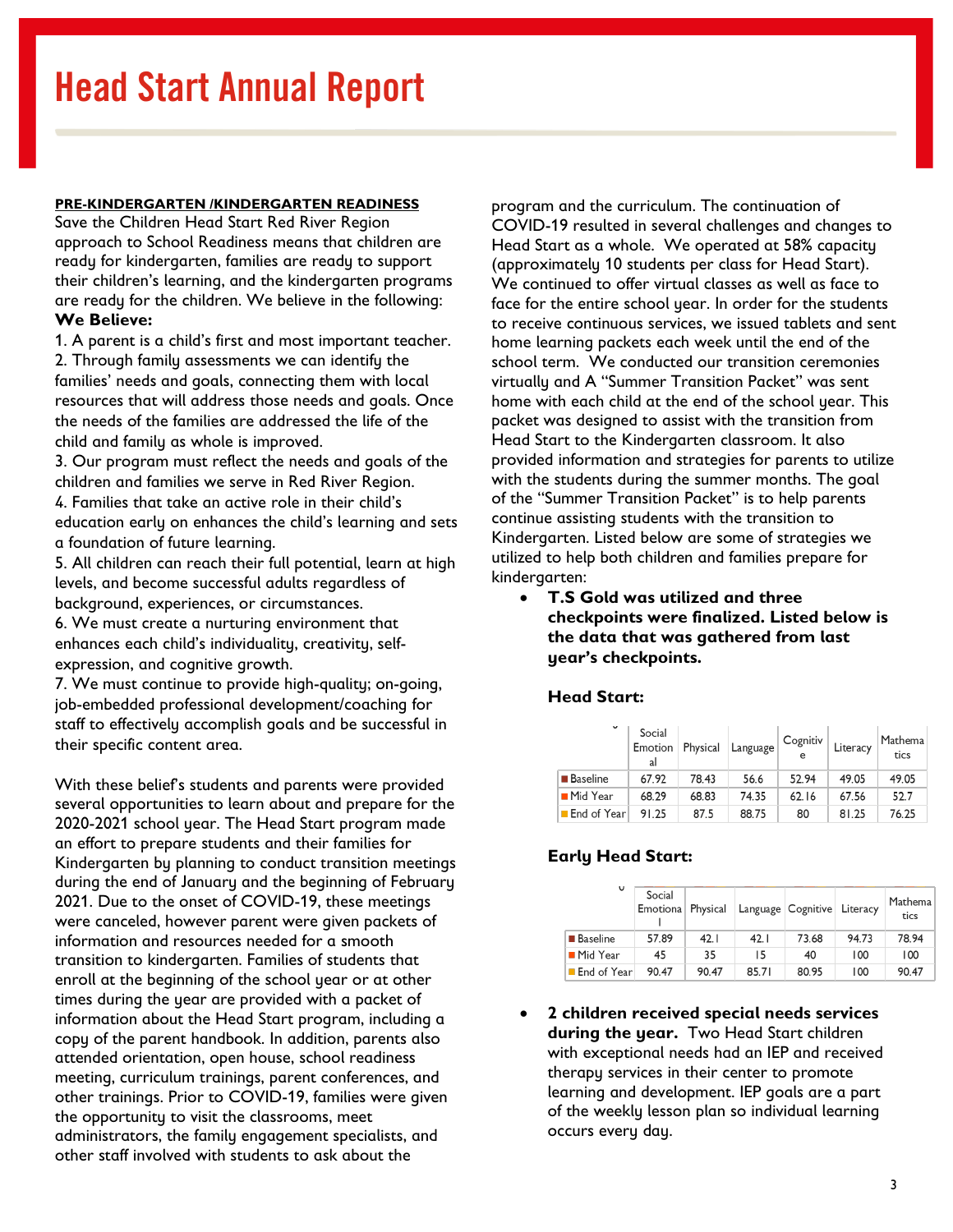# Head Start Annual Report

**PRE-KINDERGARTEN /KINDERGARTEN READINESS**

Save the Children Head Start Red River Region approach to School Readiness means that children are ready for kindergarten, families are ready to support their children's learning, and the kindergarten programs are ready for the children. We believe in the following:

**We Believe:**

1. A parent is a child's first and most important teacher.
2. Through family assessments we can identify the families' needs and goals, connecting them with local resources that will address those needs and goals. Once the needs of the families are addressed the life of the child and family as whole is improved.
3. Our program must reflect the needs and goals of the children and families we serve in Red River Region.
4. Families that take an active role in their child's education early on enhances the child's learning and sets a foundation of future learning.
5. All children can reach their full potential, learn at high levels, and become successful adults regardless of background, experiences, or circumstances.
6. We must create a nurturing environment that enhances each child's individuality, creativity, self-expression, and cognitive growth.
7. We must continue to provide high-quality; on-going, job-embedded professional development/coaching for staff to effectively accomplish goals and be successful in their specific content area.

With these belief's students and parents were provided several opportunities to learn about and prepare for the 2020-2021 school year. The Head Start program made an effort to prepare students and their families for Kindergarten by planning to conduct transition meetings during the end of January and the beginning of February 2021. Due to the onset of COVID-19, these meetings were canceled, however parent were given packets of information and resources needed for a smooth transition to kindergarten. Families of students that enroll at the beginning of the school year or at other times during the year are provided with a packet of information about the Head Start program, including a copy of the parent handbook. In addition, parents also attended orientation, open house, school readiness meeting, curriculum trainings, parent conferences, and other trainings. Prior to COVID-19, families were given the opportunity to visit the classrooms, meet administrators, the family engagement specialists, and other staff involved with students to ask about the program and the curriculum. The continuation of COVID-19 resulted in several challenges and changes to Head Start as a whole. We operated at 58% capacity (approximately 10 students per class for Head Start). We continued to offer virtual classes as well as face to face for the entire school year. In order for the students to receive continuous services, we issued tablets and sent home learning packets each week until the end of the school term. We conducted our transition ceremonies virtually and A "Summer Transition Packet" was sent home with each child at the end of the school year. This packet was designed to assist with the transition from Head Start to the Kindergarten classroom. It also provided information and strategies for parents to utilize with the students during the summer months. The goal of the "Summer Transition Packet" is to help parents continue assisting students with the transition to Kindergarten. Listed below are some of strategies we utilized to help both children and families prepare for kindergarten:

- **T.S Gold was utilized and three checkpoints were finalized. Listed below is the data that was gathered from last year's checkpoints.**

**Head Start:**

| | Social Emotional | Physical | Language | Cognitive | Literacy | Mathematics |
|---|---|---|---|---|---|---|
| Baseline | 67.92 | 78.43 | 56.6 | 52.94 | 49.05 | 49.05 |
| Mid Year | 68.29 | 68.83 | 74.35 | 62.16 | 67.56 | 52.7 |
| End of Year | 91.25 | 87.5 | 88.75 | 80 | 81.25 | 76.25 |

**Early Head Start:**

| | Social Emotional | Physical | Language | Cognitive | Literacy | Mathematics |
|---|---|---|---|---|---|---|
| Baseline | 57.89 | 42.1 | 42.1 | 73.68 | 94.73 | 78.94 |
| Mid Year | 45 | 35 | 15 | 40 | 100 | 100 |
| End of Year | 90.47 | 90.47 | 85.71 | 80.95 | 100 | 90.47 |

- **2 children received special needs services during the year.** Two Head Start children with exceptional needs had an IEP and received therapy services in their center to promote learning and development. IEP goals are a part of the weekly lesson plan so individual learning occurs every day.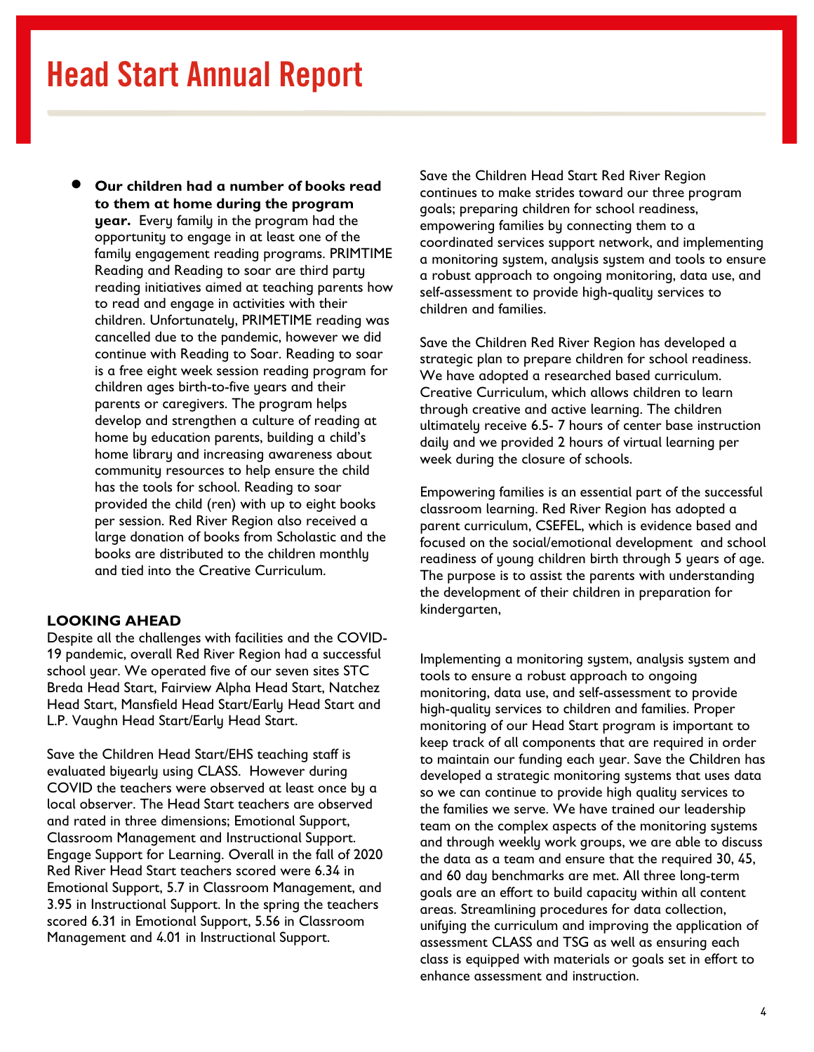# Head Start Annual Report

- **Our children had a number of books read to them at home during the program year.** Every family in the program had the opportunity to engage in at least one of the family engagement reading programs. PRIMTIME Reading and Reading to soar are third party reading initiatives aimed at teaching parents how to read and engage in activities with their children. Unfortunately, PRIMETIME reading was cancelled due to the pandemic, however we did continue with Reading to Soar. Reading to soar is a free eight week session reading program for children ages birth-to-five years and their parents or caregivers. The program helps develop and strengthen a culture of reading at home by education parents, building a child's home library and increasing awareness about community resources to help ensure the child has the tools for school. Reading to soar provided the child (ren) with up to eight books per session. Red River Region also received a large donation of books from Scholastic and the books are distributed to the children monthly and tied into the Creative Curriculum.

**LOOKING AHEAD**

Despite all the challenges with facilities and the COVID-19 pandemic, overall Red River Region had a successful school year. We operated five of our seven sites STC Breda Head Start, Fairview Alpha Head Start, Natchez Head Start, Mansfield Head Start/Early Head Start and L.P. Vaughn Head Start/Early Head Start.

Save the Children Head Start/EHS teaching staff is evaluated biyearly using CLASS. However during COVID the teachers were observed at least once by a local observer. The Head Start teachers are observed and rated in three dimensions; Emotional Support, Classroom Management and Instructional Support. Engage Support for Learning. Overall in the fall of 2020 Red River Head Start teachers scored were 6.34 in Emotional Support, 5.7 in Classroom Management, and 3.95 in Instructional Support. In the spring the teachers scored 6.31 in Emotional Support, 5.56 in Classroom Management and 4.01 in Instructional Support.

Save the Children Head Start Red River Region continues to make strides toward our three program goals; preparing children for school readiness, empowering families by connecting them to a coordinated services support network, and implementing a monitoring system, analysis system and tools to ensure a robust approach to ongoing monitoring, data use, and self-assessment to provide high-quality services to children and families.

Save the Children Red River Region has developed a strategic plan to prepare children for school readiness. We have adopted a researched based curriculum. Creative Curriculum, which allows children to learn through creative and active learning. The children ultimately receive 6.5- 7 hours of center base instruction daily and we provided 2 hours of virtual learning per week during the closure of schools.

Empowering families is an essential part of the successful classroom learning. Red River Region has adopted a parent curriculum, CSEFEL, which is evidence based and focused on the social/emotional development and school readiness of young children birth through 5 years of age. The purpose is to assist the parents with understanding the development of their children in preparation for kindergarten,

Implementing a monitoring system, analysis system and tools to ensure a robust approach to ongoing monitoring, data use, and self-assessment to provide high-quality services to children and families. Proper monitoring of our Head Start program is important to keep track of all components that are required in order to maintain our funding each year. Save the Children has developed a strategic monitoring systems that uses data so we can continue to provide high quality services to the families we serve. We have trained our leadership team on the complex aspects of the monitoring systems and through weekly work groups, we are able to discuss the data as a team and ensure that the required 30, 45, and 60 day benchmarks are met. All three long-term goals are an effort to build capacity within all content areas. Streamlining procedures for data collection, unifying the curriculum and improving the application of assessment CLASS and TSG as well as ensuring each class is equipped with materials or goals set in effort to enhance assessment and instruction.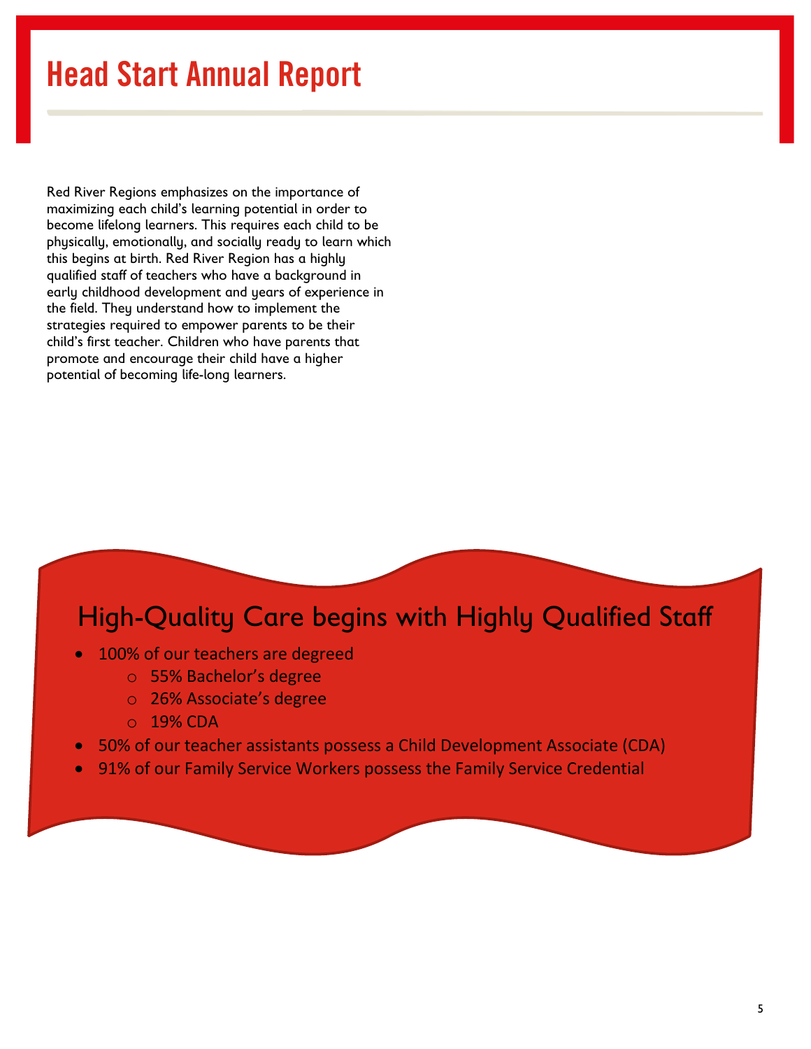# Head Start Annual Report

Red River Regions emphasizes on the importance of maximizing each child's learning potential in order to become lifelong learners. This requires each child to be physically, emotionally, and socially ready to learn which this begins at birth. Red River Region has a highly qualified staff of teachers who have a background in early childhood development and years of experience in the field. They understand how to implement the strategies required to empower parents to be their child's first teacher. Children who have parents that promote and encourage their child have a higher potential of becoming life-long learners.

## High-Quality Care begins with Highly Qualified Staff

- 100% of our teachers are degreed
  - 55% Bachelor's degree
  - 26% Associate's degree
  - 19% CDA
- 50% of our teacher assistants possess a Child Development Associate (CDA)
- 91% of our Family Service Workers possess the Family Service Credential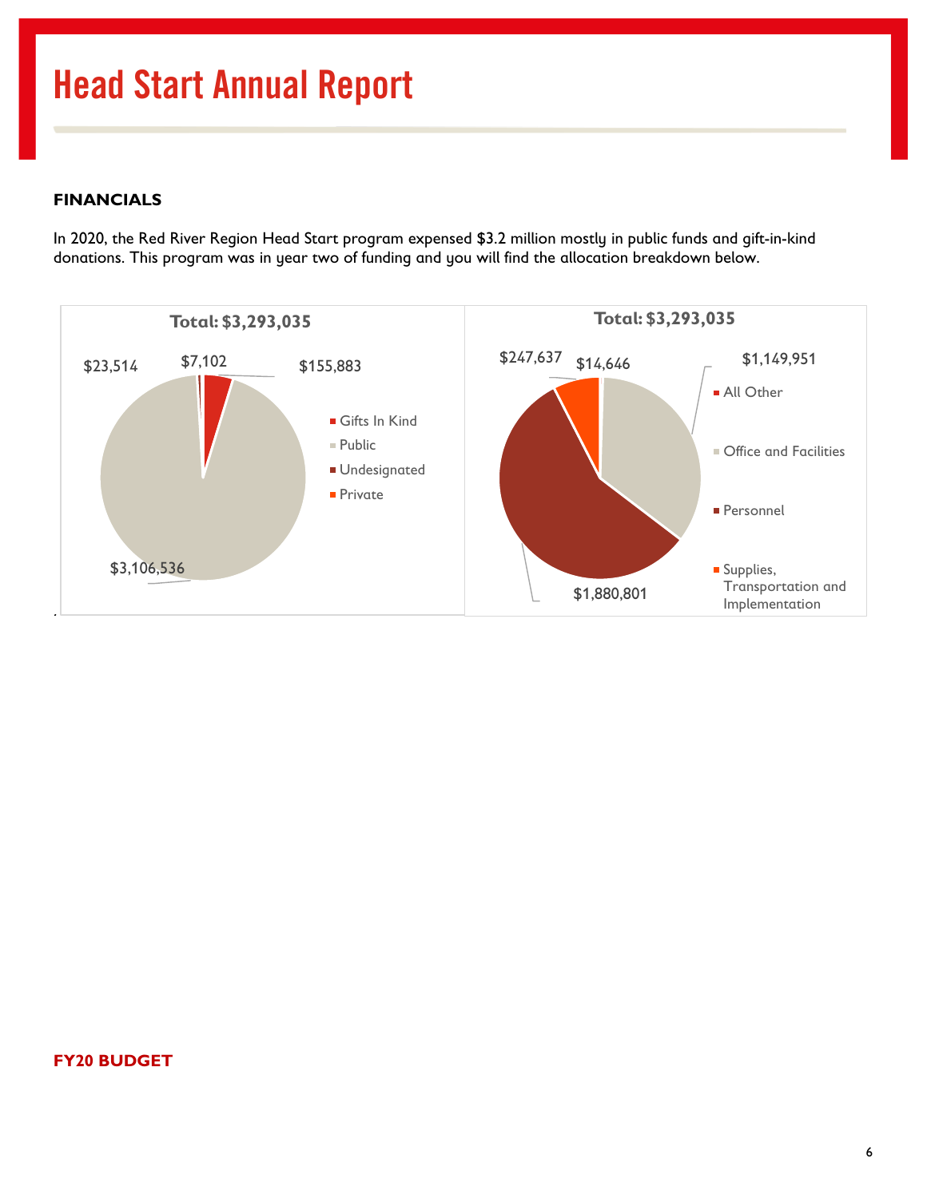# Head Start Annual Report

**FINANCIALS**

In 2020, the Red River Region Head Start program expensed $3.2 million mostly in public funds and gift-in-kind donations. This program was in year two of funding and you will find the allocation breakdown below.

**Total: $3,293,035**

| Category | Amount |
| --- | --- |
| Gifts In Kind | $155,883 |
| Public | $3,106,536 |
| Undesignated | $7,102 |
| Private | $23,514 |

**Total: $3,293,035**

| Category | Amount |
| --- | --- |
| All Other | $14,646 |
| Office and Facilities | $1,149,951 |
| Personnel | $1,880,801 |
| Supplies, Transportation and Implementation | $247,637 |

**FY20 BUDGET**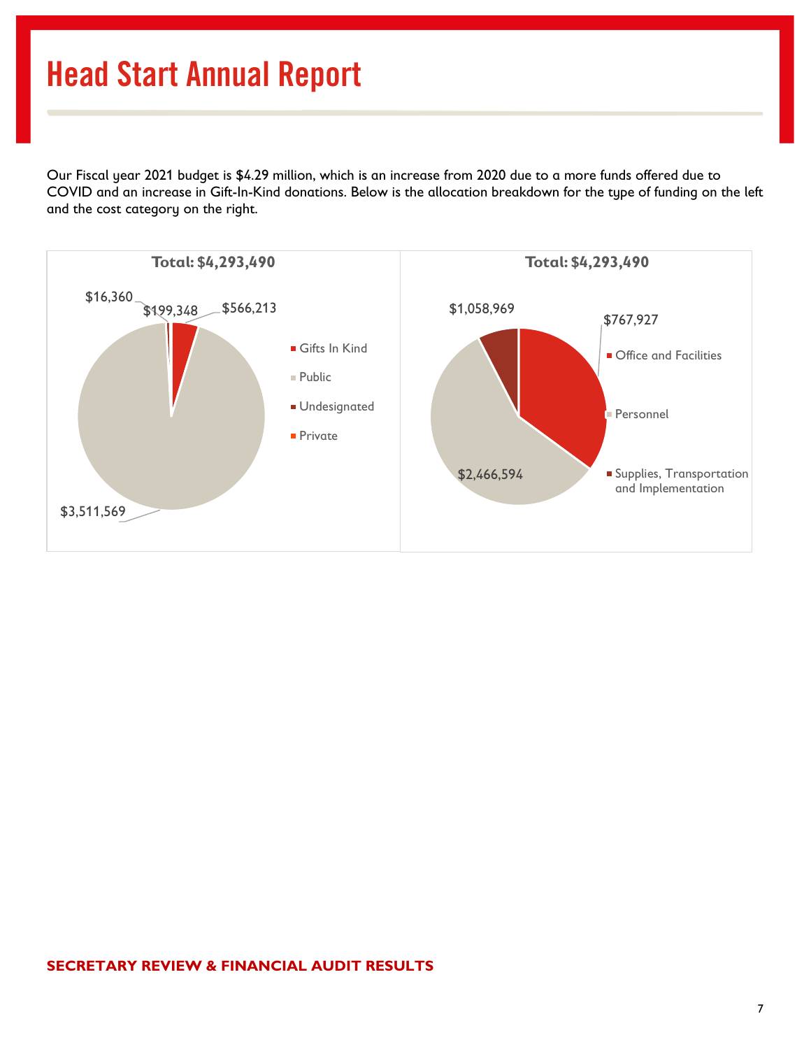# Head Start Annual Report

Our Fiscal year 2021 budget is $4.29 million, which is an increase from 2020 due to a more funds offered due to COVID and an increase in Gift-In-Kind donations. Below is the allocation breakdown for the type of funding on the left and the cost category on the right.

**Total: $4,293,490**

- Gifts In Kind
- Public
- Undesignated
- Private

$16,360

$199,348

$566,213

$3,511,569

**Total: $4,293,490**

- Office and Facilities
- Personnel
- Supplies, Transportation and Implementation

$1,058,969

$767,927

$2,466,594

**SECRETARY REVIEW & FINANCIAL AUDIT RESULTS**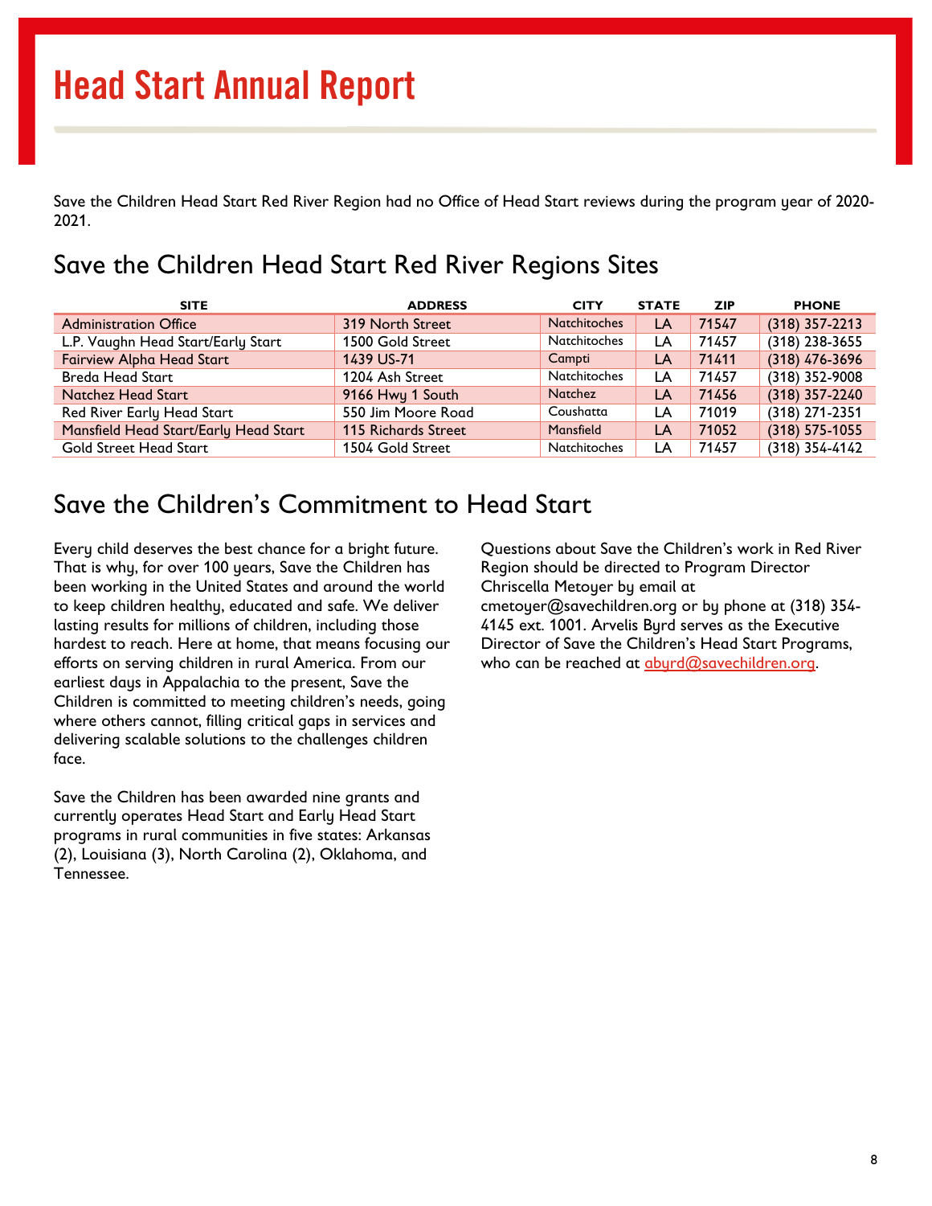# Head Start Annual Report

Save the Children Head Start Red River Region had no Office of Head Start reviews during the program year of 2020-2021.

## Save the Children Head Start Red River Regions Sites

| SITE | ADDRESS | CITY | STATE | ZIP | PHONE |
|---|---|---|---|---|---|
| Administration Office | 319 North Street | Natchitoches | LA | 71547 | (318) 357-2213 |
| L.P. Vaughn Head Start/Early Start | 1500 Gold Street | Natchitoches | LA | 71457 | (318) 238-3655 |
| Fairview Alpha Head Start | 1439 US-71 | Campti | LA | 71411 | (318) 476-3696 |
| Breda Head Start | 1204 Ash Street | Natchitoches | LA | 71457 | (318) 352-9008 |
| Natchez Head Start | 9166 Hwy 1 South | Natchez | LA | 71456 | (318) 357-2240 |
| Red River Early Head Start | 550 Jim Moore Road | Coushatta | LA | 71019 | (318) 271-2351 |
| Mansfield Head Start/Early Head Start | 115 Richards Street | Mansfield | LA | 71052 | (318) 575-1055 |
| Gold Street Head Start | 1504 Gold Street | Natchitoches | LA | 71457 | (318) 354-4142 |

## Save the Children's Commitment to Head Start

Every child deserves the best chance for a bright future. That is why, for over 100 years, Save the Children has been working in the United States and around the world to keep children healthy, educated and safe. We deliver lasting results for millions of children, including those hardest to reach. Here at home, that means focusing our efforts on serving children in rural America. From our earliest days in Appalachia to the present, Save the Children is committed to meeting children's needs, going where others cannot, filling critical gaps in services and delivering scalable solutions to the challenges children face.

Save the Children has been awarded nine grants and currently operates Head Start and Early Head Start programs in rural communities in five states: Arkansas (2), Louisiana (3), North Carolina (2), Oklahoma, and Tennessee.

Questions about Save the Children's work in Red River Region should be directed to Program Director Chriscella Metoyer by email at cmetoyer@savechildren.org or by phone at (318) 354-4145 ext. 1001. Arvelis Byrd serves as the Executive Director of Save the Children's Head Start Programs, who can be reached at abyrd@savechildren.org.